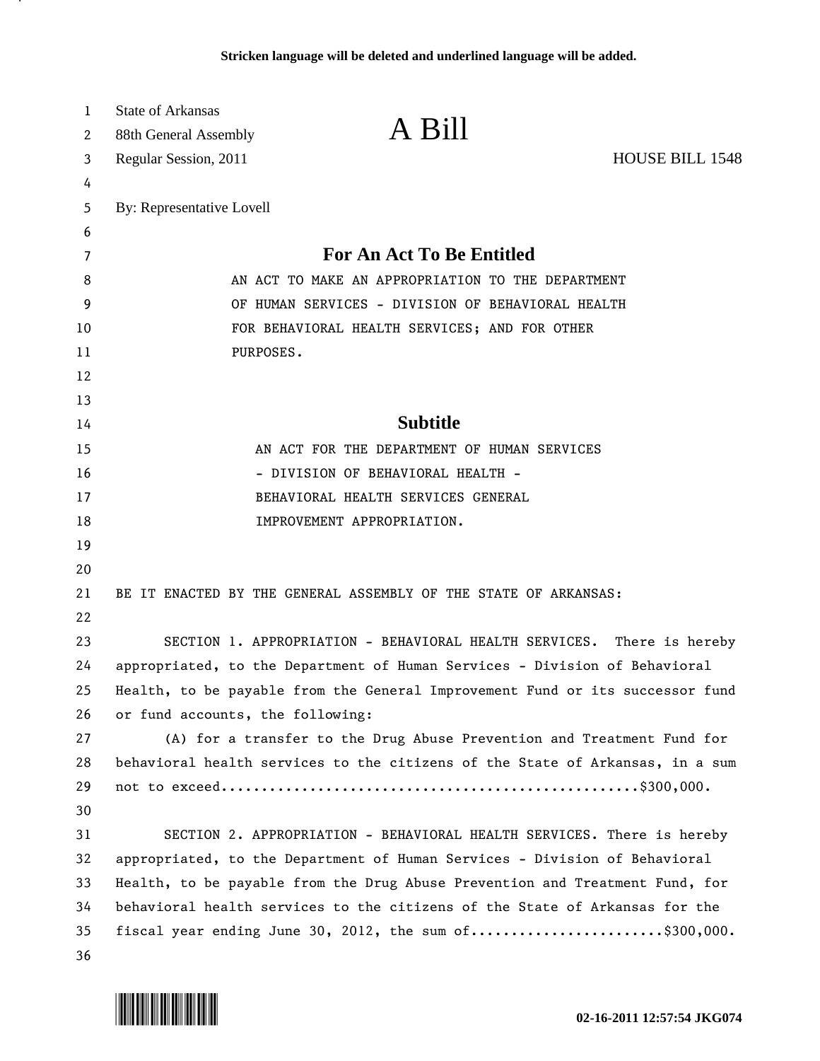Stricken language will be deleted and underlined language will be added.

State of Arkansas
88th General Assembly

# A Bill

Regular Session, 2011 HOUSE BILL 1548

By: Representative Lovell

## For An Act To Be Entitled

AN ACT TO MAKE AN APPROPRIATION TO THE DEPARTMENT OF HUMAN SERVICES - DIVISION OF BEHAVIORAL HEALTH FOR BEHAVIORAL HEALTH SERVICES; AND FOR OTHER PURPOSES.

## Subtitle

AN ACT FOR THE DEPARTMENT OF HUMAN SERVICES - DIVISION OF BEHAVIORAL HEALTH - BEHAVIORAL HEALTH SERVICES GENERAL IMPROVEMENT APPROPRIATION.

BE IT ENACTED BY THE GENERAL ASSEMBLY OF THE STATE OF ARKANSAS:

SECTION 1. APPROPRIATION - BEHAVIORAL HEALTH SERVICES. There is hereby appropriated, to the Department of Human Services - Division of Behavioral Health, to be payable from the General Improvement Fund or its successor fund or fund accounts, the following:

(A) for a transfer to the Drug Abuse Prevention and Treatment Fund for behavioral health services to the citizens of the State of Arkansas, in a sum not to exceed..................................................$300,000.

SECTION 2. APPROPRIATION - BEHAVIORAL HEALTH SERVICES. There is hereby appropriated, to the Department of Human Services - Division of Behavioral Health, to be payable from the Drug Abuse Prevention and Treatment Fund, for behavioral health services to the citizens of the State of Arkansas for the fiscal year ending June 30, 2012, the sum of........................$300,000.

02-16-2011 12:57:54 JKG074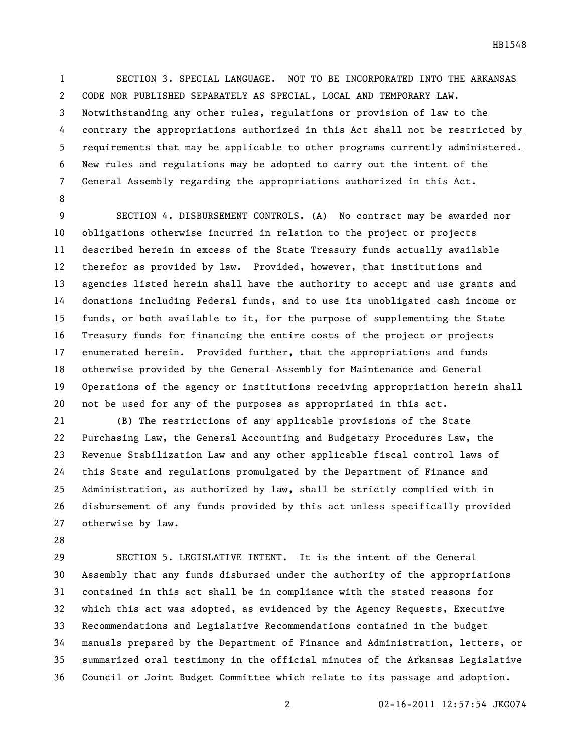SECTION 3. SPECIAL LANGUAGE. NOT TO BE INCORPORATED INTO THE ARKANSAS CODE NOR PUBLISHED SEPARATELY AS SPECIAL, LOCAL AND TEMPORARY LAW. Notwithstanding any other rules, regulations or provision of law to the contrary the appropriations authorized in this Act shall not be restricted by requirements that may be applicable to other programs currently administered. New rules and regulations may be adopted to carry out the intent of the General Assembly regarding the appropriations authorized in this Act.

SECTION 4. DISBURSEMENT CONTROLS. (A) No contract may be awarded nor obligations otherwise incurred in relation to the project or projects described herein in excess of the State Treasury funds actually available therefor as provided by law. Provided, however, that institutions and agencies listed herein shall have the authority to accept and use grants and donations including Federal funds, and to use its unobligated cash income or funds, or both available to it, for the purpose of supplementing the State Treasury funds for financing the entire costs of the project or projects enumerated herein. Provided further, that the appropriations and funds otherwise provided by the General Assembly for Maintenance and General Operations of the agency or institutions receiving appropriation herein shall not be used for any of the purposes as appropriated in this act.

(B) The restrictions of any applicable provisions of the State Purchasing Law, the General Accounting and Budgetary Procedures Law, the Revenue Stabilization Law and any other applicable fiscal control laws of this State and regulations promulgated by the Department of Finance and Administration, as authorized by law, shall be strictly complied with in disbursement of any funds provided by this act unless specifically provided otherwise by law.

SECTION 5. LEGISLATIVE INTENT. It is the intent of the General Assembly that any funds disbursed under the authority of the appropriations contained in this act shall be in compliance with the stated reasons for which this act was adopted, as evidenced by the Agency Requests, Executive Recommendations and Legislative Recommendations contained in the budget manuals prepared by the Department of Finance and Administration, letters, or summarized oral testimony in the official minutes of the Arkansas Legislative Council or Joint Budget Committee which relate to its passage and adoption.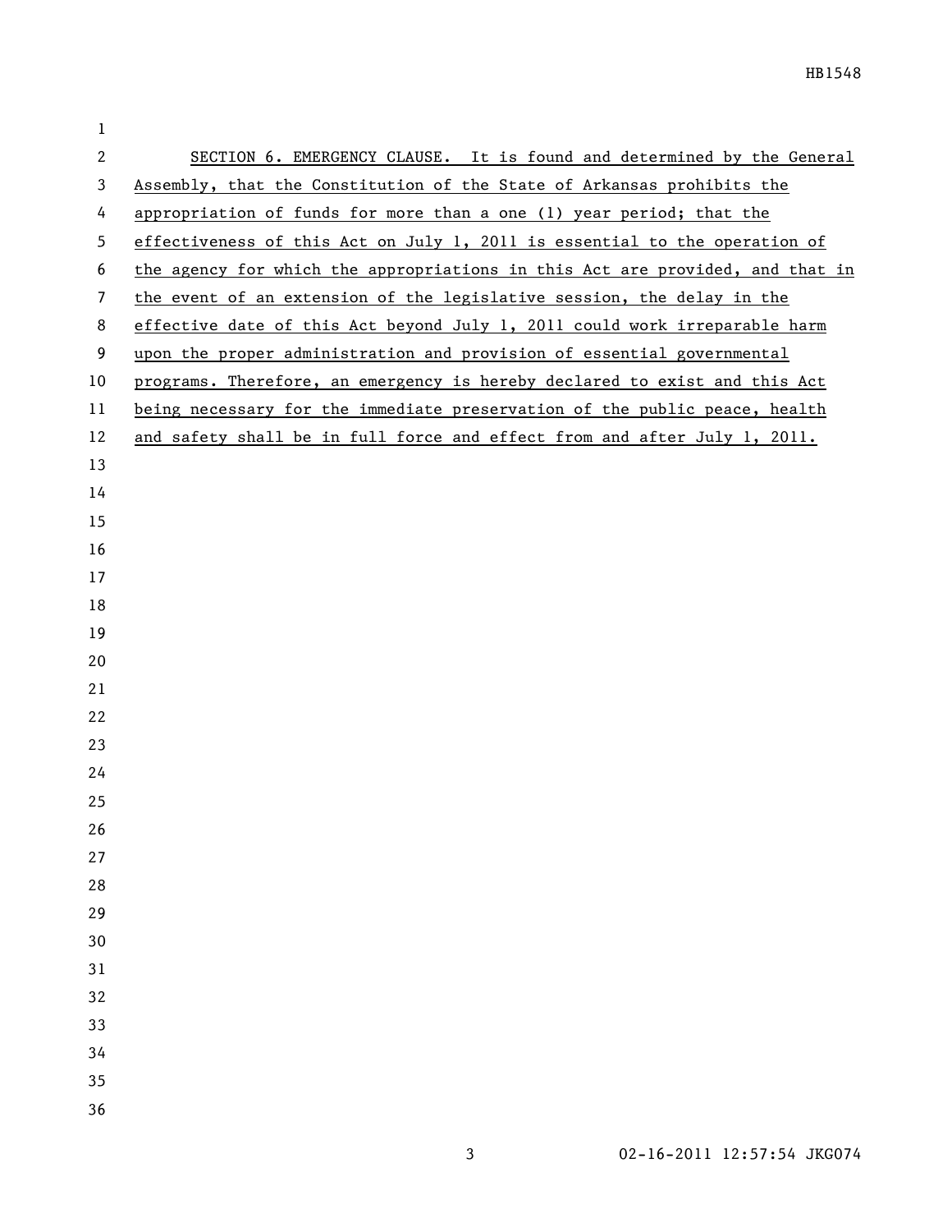SECTION 6. EMERGENCY CLAUSE. It is found and determined by the General Assembly, that the Constitution of the State of Arkansas prohibits the appropriation of funds for more than a one (1) year period; that the effectiveness of this Act on July 1, 2011 is essential to the operation of the agency for which the appropriations in this Act are provided, and that in the event of an extension of the legislative session, the delay in the effective date of this Act beyond July 1, 2011 could work irreparable harm upon the proper administration and provision of essential governmental programs. Therefore, an emergency is hereby declared to exist and this Act being necessary for the immediate preservation of the public peace, health and safety shall be in full force and effect from and after July 1, 2011.